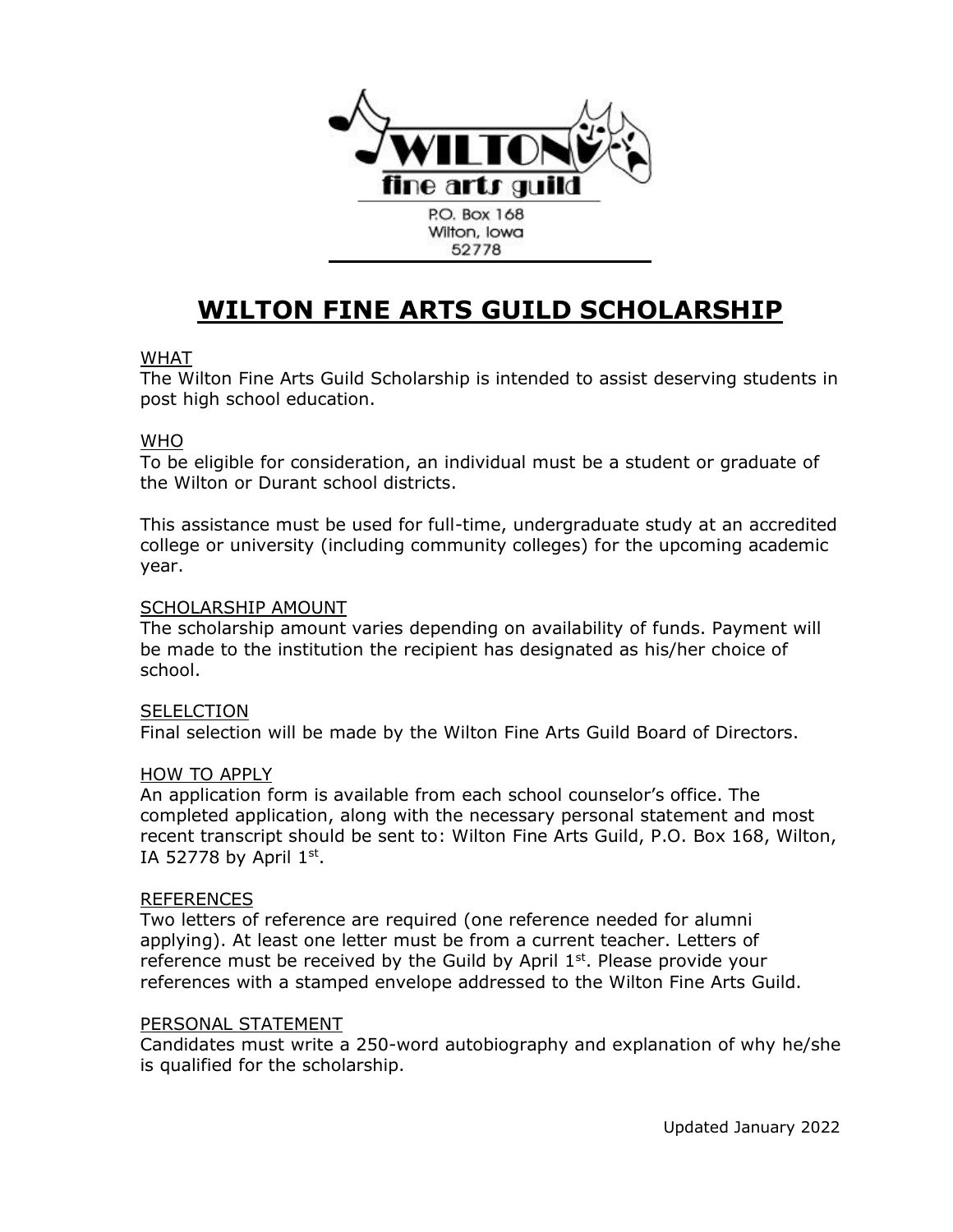WILTON fine arts guild

P.O. Box 168
Wilton, Iowa
52778

# WILTON FINE ARTS GUILD SCHOLARSHIP

## WHAT

The Wilton Fine Arts Guild Scholarship is intended to assist deserving students in post high school education.

## WHO

To be eligible for consideration, an individual must be a student or graduate of the Wilton or Durant school districts.

This assistance must be used for full-time, undergraduate study at an accredited college or university (including community colleges) for the upcoming academic year.

## SCHOLARSHIP AMOUNT

The scholarship amount varies depending on availability of funds. Payment will be made to the institution the recipient has designated as his/her choice of school.

## SELELCTION

Final selection will be made by the Wilton Fine Arts Guild Board of Directors.

## HOW TO APPLY

An application form is available from each school counselor's office. The completed application, along with the necessary personal statement and most recent transcript should be sent to: Wilton Fine Arts Guild, P.O. Box 168, Wilton, IA 52778 by April 1st.

## REFERENCES

Two letters of reference are required (one reference needed for alumni applying). At least one letter must be from a current teacher. Letters of reference must be received by the Guild by April 1st. Please provide your references with a stamped envelope addressed to the Wilton Fine Arts Guild.

## PERSONAL STATEMENT

Candidates must write a 250-word autobiography and explanation of why he/she is qualified for the scholarship.

Updated January 2022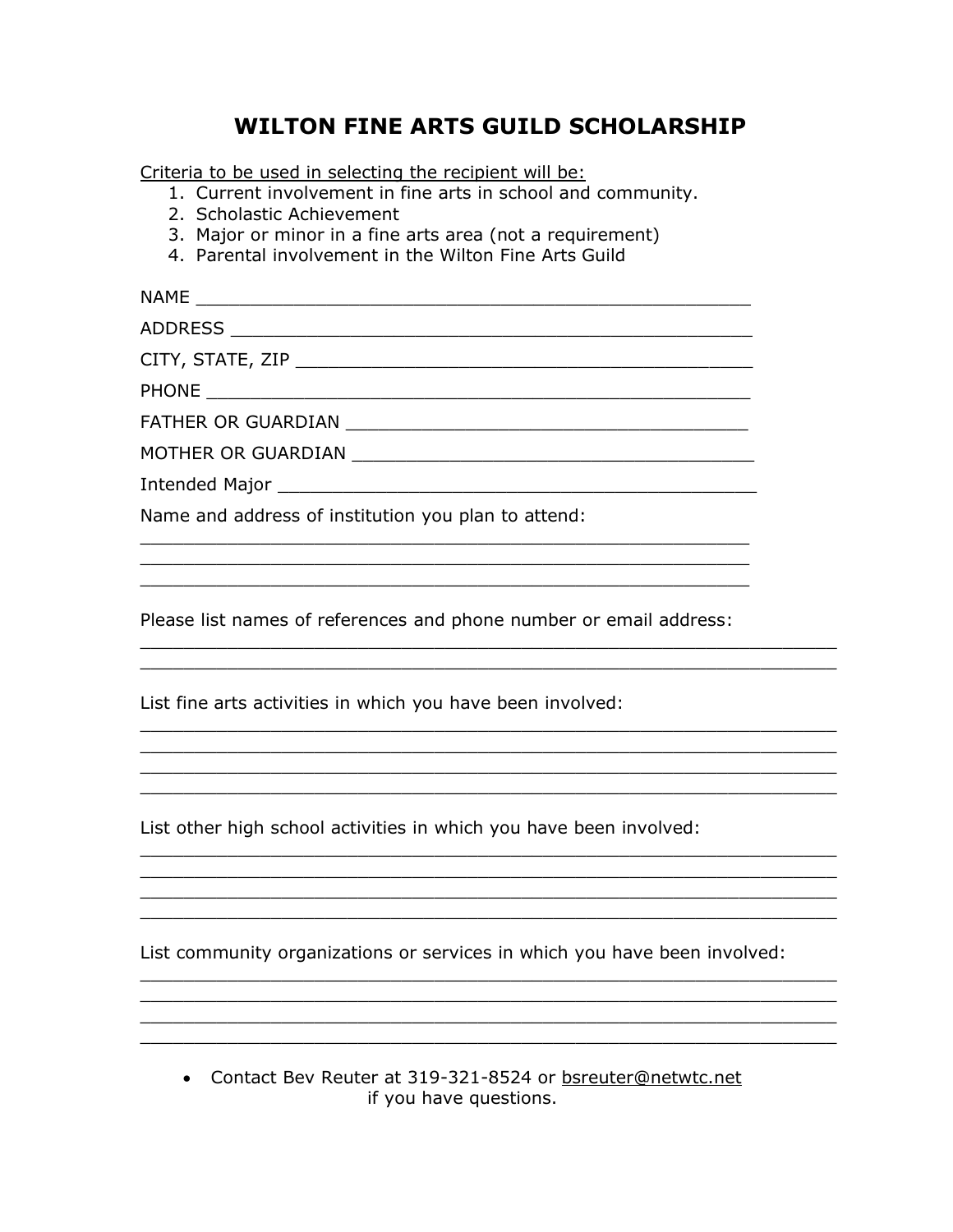# WILTON FINE ARTS GUILD SCHOLARSHIP

Criteria to be used in selecting the recipient will be:

1. Current involvement in fine arts in school and community.
2. Scholastic Achievement
3. Major or minor in a fine arts area (not a requirement)
4. Parental involvement in the Wilton Fine Arts Guild

NAME ___________________________________________________

ADDRESS ________________________________________________

CITY, STATE, ZIP ___________________________________________

PHONE __________________________________________________

FATHER OR GUARDIAN _____________________________________

MOTHER OR GUARDIAN _____________________________________

Intended Major ____________________________________________

Name and address of institution you plan to attend:

_________________________________________________________

_________________________________________________________

_________________________________________________________

Please list names of references and phone number or email address:

_________________________________________________________________

_________________________________________________________________

List fine arts activities in which you have been involved:

_________________________________________________________________

_________________________________________________________________

_________________________________________________________________

_________________________________________________________________

List other high school activities in which you have been involved:

_________________________________________________________________

_________________________________________________________________

_________________________________________________________________

_________________________________________________________________

List community organizations or services in which you have been involved:

_________________________________________________________________

_________________________________________________________________

_________________________________________________________________

_________________________________________________________________

- Contact Bev Reuter at 319-321-8524 or bsreuter@netwtc.net if you have questions.